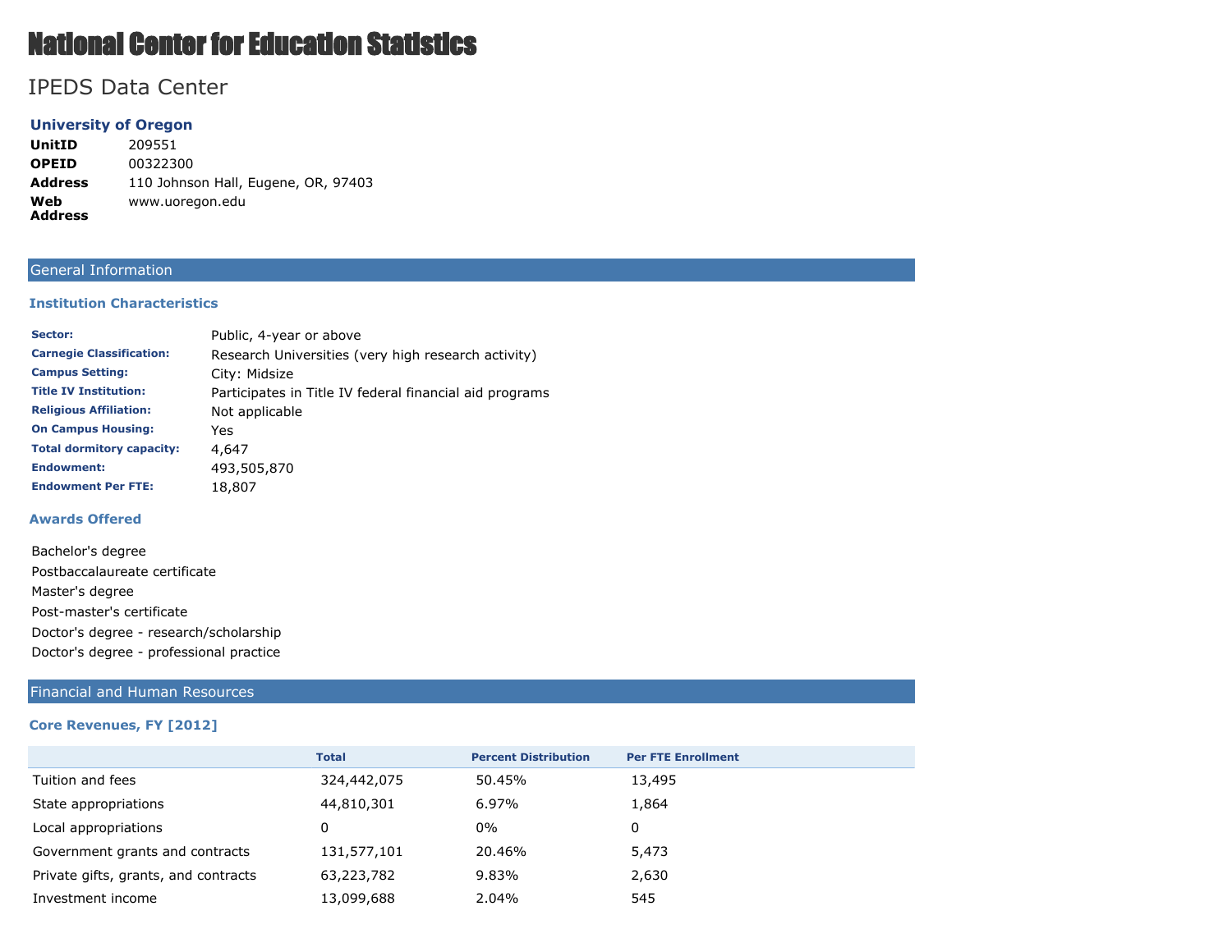# National Center for Education Statistics

## IPEDS Data Center

### University of Oregon

| | |
|---|---|
| **UnitID** | 209551 |
| **OPEID** | 00322300 |
| **Address** | 110 Johnson Hall, Eugene, OR, 97403 |
| **Web Address** | www.uoregon.edu |

## General Information

### Institution Characteristics

| | |
|---|---|
| **Sector:** | Public, 4-year or above |
| **Carnegie Classification:** | Research Universities (very high research activity) |
| **Campus Setting:** | City: Midsize |
| **Title IV Institution:** | Participates in Title IV federal financial aid programs |
| **Religious Affiliation:** | Not applicable |
| **On Campus Housing:** | Yes |
| **Total dormitory capacity:** | 4,647 |
| **Endowment:** | 493,505,870 |
| **Endowment Per FTE:** | 18,807 |

### Awards Offered

Bachelor's degree

Postbaccalaureate certificate

Master's degree

Post-master's certificate

Doctor's degree - research/scholarship

Doctor's degree - professional practice

## Financial and Human Resources

### Core Revenues, FY [2012]

| | Total | Percent Distribution | Per FTE Enrollment |
|---|---|---|---|
| Tuition and fees | 324,442,075 | 50.45% | 13,495 |
| State appropriations | 44,810,301 | 6.97% | 1,864 |
| Local appropriations | 0 | 0% | 0 |
| Government grants and contracts | 131,577,101 | 20.46% | 5,473 |
| Private gifts, grants, and contracts | 63,223,782 | 9.83% | 2,630 |
| Investment income | 13,099,688 | 2.04% | 545 |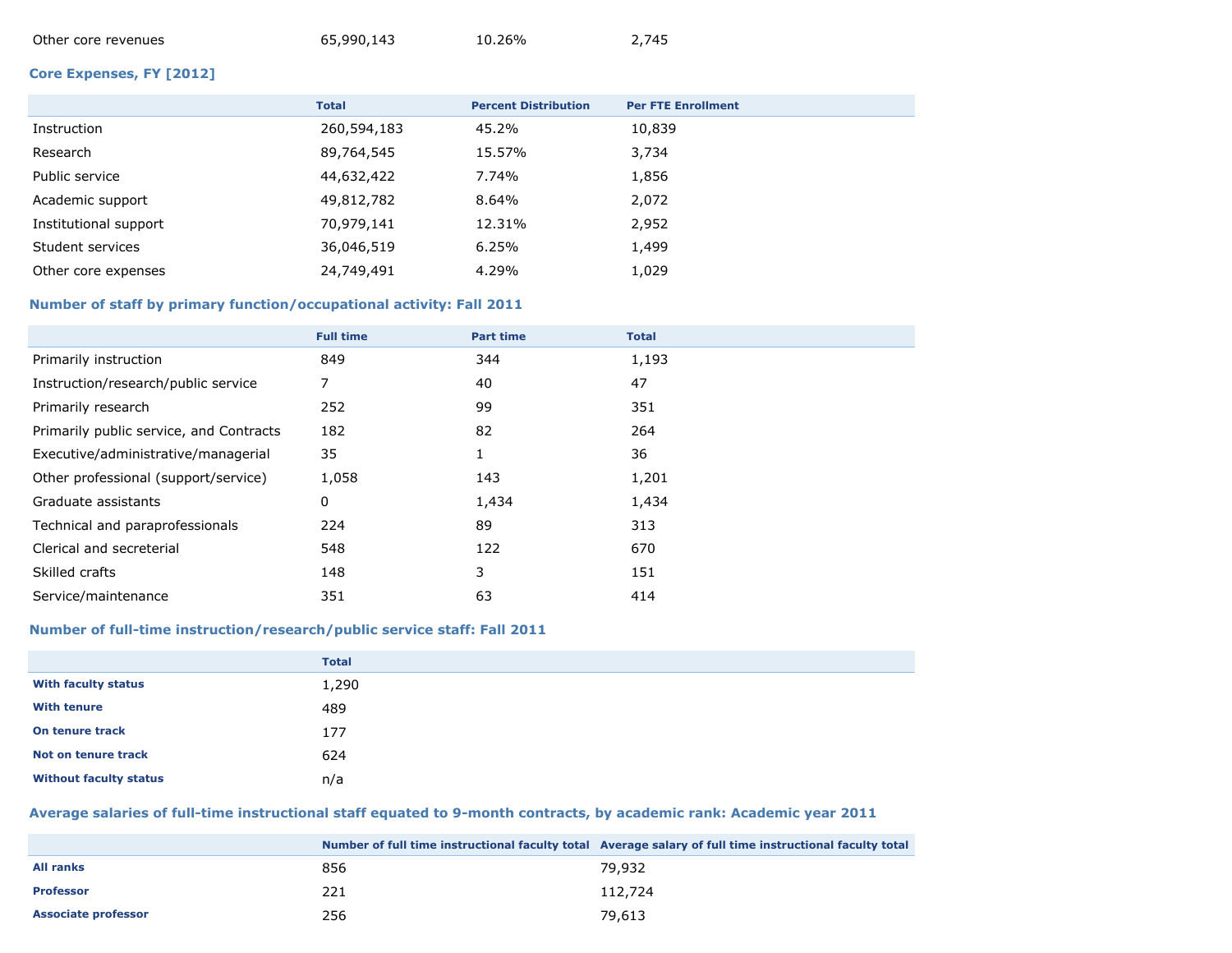| | | | |
|---|---|---|---|
| Other core revenues | 65,990,143 | 10.26% | 2,745 |

### Core Expenses, FY [2012]

| | Total | Percent Distribution | Per FTE Enrollment |
|---|---|---|---|
| Instruction | 260,594,183 | 45.2% | 10,839 |
| Research | 89,764,545 | 15.57% | 3,734 |
| Public service | 44,632,422 | 7.74% | 1,856 |
| Academic support | 49,812,782 | 8.64% | 2,072 |
| Institutional support | 70,979,141 | 12.31% | 2,952 |
| Student services | 36,046,519 | 6.25% | 1,499 |
| Other core expenses | 24,749,491 | 4.29% | 1,029 |

### Number of staff by primary function/occupational activity: Fall 2011

| | Full time | Part time | Total |
|---|---|---|---|
| Primarily instruction | 849 | 344 | 1,193 |
| Instruction/research/public service | 7 | 40 | 47 |
| Primarily research | 252 | 99 | 351 |
| Primarily public service, and Contracts | 182 | 82 | 264 |
| Executive/administrative/managerial | 35 | 1 | 36 |
| Other professional (support/service) | 1,058 | 143 | 1,201 |
| Graduate assistants | 0 | 1,434 | 1,434 |
| Technical and paraprofessionals | 224 | 89 | 313 |
| Clerical and secreterial | 548 | 122 | 670 |
| Skilled crafts | 148 | 3 | 151 |
| Service/maintenance | 351 | 63 | 414 |

### Number of full-time instruction/research/public service staff: Fall 2011

| | Total |
|---|---|
| **With faculty status** | 1,290 |
| **With tenure** | 489 |
| **On tenure track** | 177 |
| **Not on tenure track** | 624 |
| **Without faculty status** | n/a |

### Average salaries of full-time instructional staff equated to 9-month contracts, by academic rank: Academic year 2011

| | Number of full time instructional faculty total | Average salary of full time instructional faculty total |
|---|---|---|
| **All ranks** | 856 | 79,932 |
| **Professor** | 221 | 112,724 |
| **Associate professor** | 256 | 79,613 |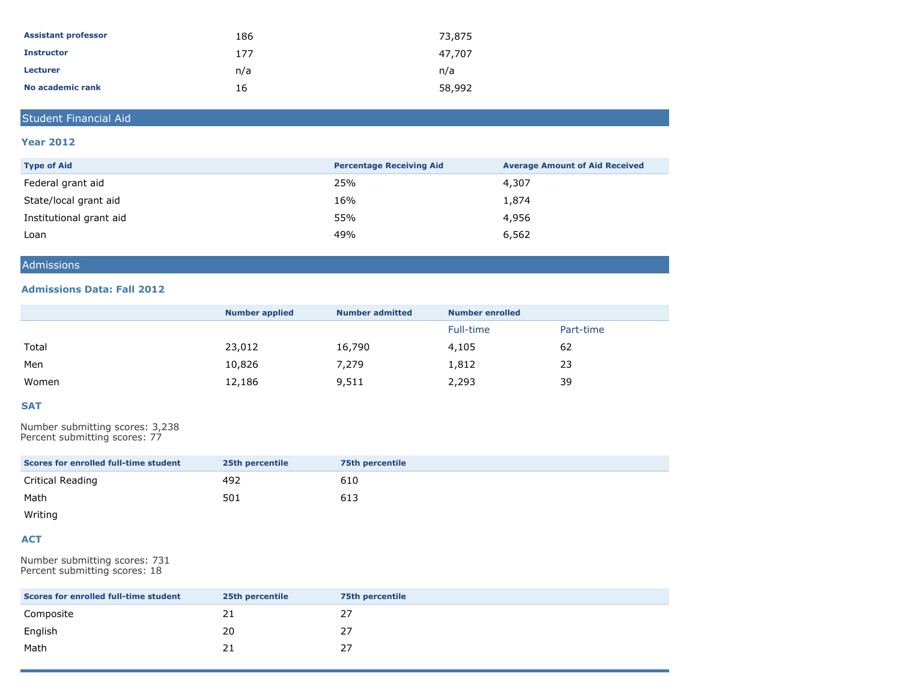| | | |
|---|---|---|
| **Assistant professor** | 186 | 73,875 |
| **Instructor** | 177 | 47,707 |
| **Lecturer** | n/a | n/a |
| **No academic rank** | 16 | 58,992 |

## Student Financial Aid

### Year 2012

| Type of Aid | Percentage Receiving Aid | Average Amount of Aid Received |
|---|---|---|
| Federal grant aid | 25% | 4,307 |
| State/local grant aid | 16% | 1,874 |
| Institutional grant aid | 55% | 4,956 |
| Loan | 49% | 6,562 |

## Admissions

### Admissions Data: Fall 2012

| | Number applied | Number admitted | Number enrolled | |
|---|---|---|---|---|
| | | | Full-time | Part-time |
| Total | 23,012 | 16,790 | 4,105 | 62 |
| Men | 10,826 | 7,279 | 1,812 | 23 |
| Women | 12,186 | 9,511 | 2,293 | 39 |

### SAT

Number submitting scores: 3,238
Percent submitting scores: 77

| Scores for enrolled full-time student | 25th percentile | 75th percentile |
|---|---|---|
| Critical Reading | 492 | 610 |
| Math | 501 | 613 |
| Writing | | |

### ACT

Number submitting scores: 731
Percent submitting scores: 18

| Scores for enrolled full-time student | 25th percentile | 75th percentile |
|---|---|---|
| Composite | 21 | 27 |
| English | 20 | 27 |
| Math | 21 | 27 |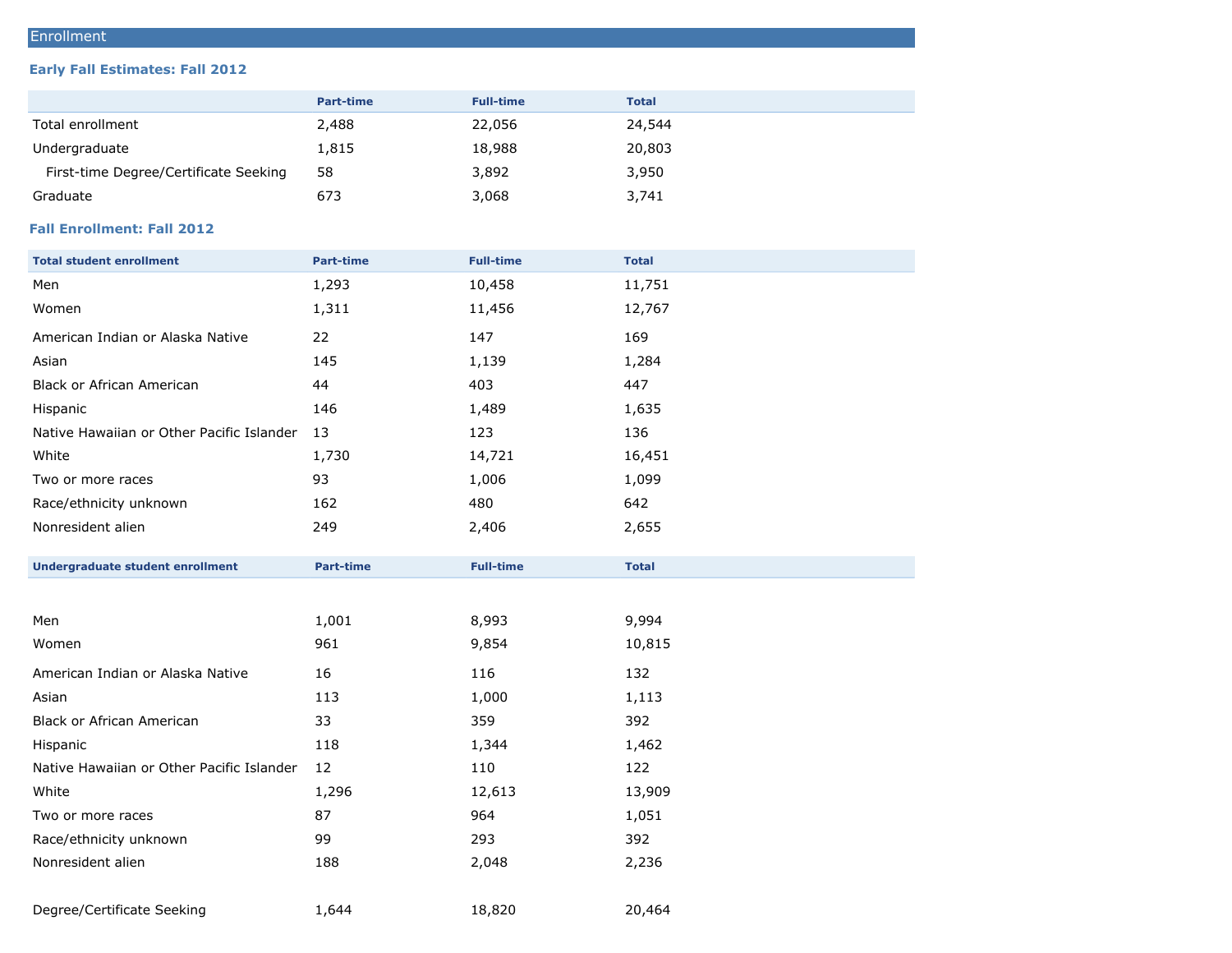## Enrollment

### Early Fall Estimates: Fall 2012

| | Part-time | Full-time | Total |
|---|---|---|---|
| Total enrollment | 2,488 | 22,056 | 24,544 |
| Undergraduate | 1,815 | 18,988 | 20,803 |
| First-time Degree/Certificate Seeking | 58 | 3,892 | 3,950 |
| Graduate | 673 | 3,068 | 3,741 |

### Fall Enrollment: Fall 2012

| Total student enrollment | Part-time | Full-time | Total |
|---|---|---|---|
| Men | 1,293 | 10,458 | 11,751 |
| Women | 1,311 | 11,456 | 12,767 |
| American Indian or Alaska Native | 22 | 147 | 169 |
| Asian | 145 | 1,139 | 1,284 |
| Black or African American | 44 | 403 | 447 |
| Hispanic | 146 | 1,489 | 1,635 |
| Native Hawaiian or Other Pacific Islander | 13 | 123 | 136 |
| White | 1,730 | 14,721 | 16,451 |
| Two or more races | 93 | 1,006 | 1,099 |
| Race/ethnicity unknown | 162 | 480 | 642 |
| Nonresident alien | 249 | 2,406 | 2,655 |

| Undergraduate student enrollment | Part-time | Full-time | Total |
|---|---|---|---|
| Men | 1,001 | 8,993 | 9,994 |
| Women | 961 | 9,854 | 10,815 |
| American Indian or Alaska Native | 16 | 116 | 132 |
| Asian | 113 | 1,000 | 1,113 |
| Black or African American | 33 | 359 | 392 |
| Hispanic | 118 | 1,344 | 1,462 |
| Native Hawaiian or Other Pacific Islander | 12 | 110 | 122 |
| White | 1,296 | 12,613 | 13,909 |
| Two or more races | 87 | 964 | 1,051 |
| Race/ethnicity unknown | 99 | 293 | 392 |
| Nonresident alien | 188 | 2,048 | 2,236 |
| Degree/Certificate Seeking | 1,644 | 18,820 | 20,464 |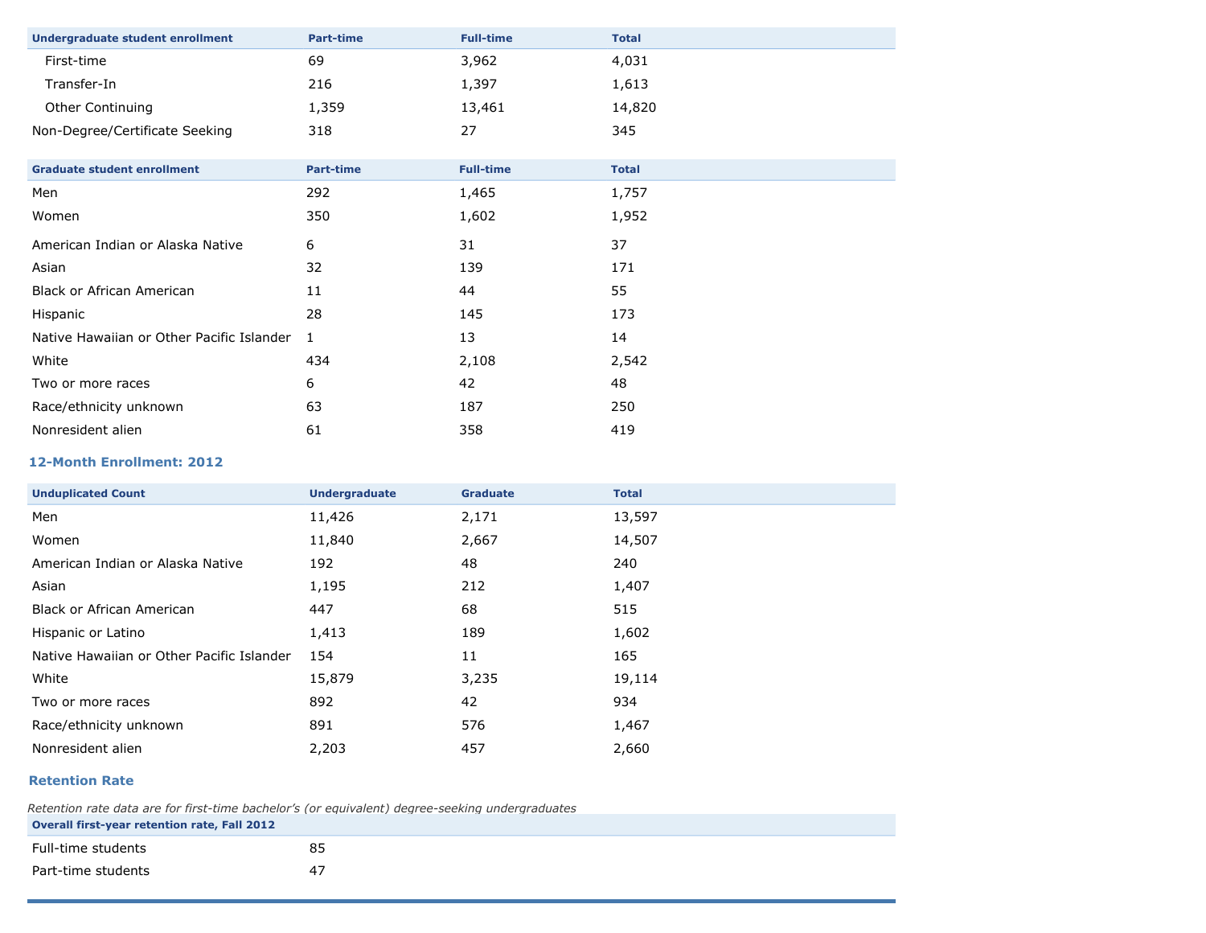| Undergraduate student enrollment | Part-time | Full-time | Total |
| --- | --- | --- | --- |
| First-time | 69 | 3,962 | 4,031 |
| Transfer-In | 216 | 1,397 | 1,613 |
| Other Continuing | 1,359 | 13,461 | 14,820 |
| Non-Degree/Certificate Seeking | 318 | 27 | 345 |

| Graduate student enrollment | Part-time | Full-time | Total |
| --- | --- | --- | --- |
| Men | 292 | 1,465 | 1,757 |
| Women | 350 | 1,602 | 1,952 |
| American Indian or Alaska Native | 6 | 31 | 37 |
| Asian | 32 | 139 | 171 |
| Black or African American | 11 | 44 | 55 |
| Hispanic | 28 | 145 | 173 |
| Native Hawaiian or Other Pacific Islander | 1 | 13 | 14 |
| White | 434 | 2,108 | 2,542 |
| Two or more races | 6 | 42 | 48 |
| Race/ethnicity unknown | 63 | 187 | 250 |
| Nonresident alien | 61 | 358 | 419 |

### 12-Month Enrollment: 2012

| Unduplicated Count | Undergraduate | Graduate | Total |
| --- | --- | --- | --- |
| Men | 11,426 | 2,171 | 13,597 |
| Women | 11,840 | 2,667 | 14,507 |
| American Indian or Alaska Native | 192 | 48 | 240 |
| Asian | 1,195 | 212 | 1,407 |
| Black or African American | 447 | 68 | 515 |
| Hispanic or Latino | 1,413 | 189 | 1,602 |
| Native Hawaiian or Other Pacific Islander | 154 | 11 | 165 |
| White | 15,879 | 3,235 | 19,114 |
| Two or more races | 892 | 42 | 934 |
| Race/ethnicity unknown | 891 | 576 | 1,467 |
| Nonresident alien | 2,203 | 457 | 2,660 |

### Retention Rate

*Retention rate data are for first-time bachelor's (or equivalent) degree-seeking undergraduates*

| Overall first-year retention rate, Fall 2012 | |
| --- | --- |
| Full-time students | 85 |
| Part-time students | 47 |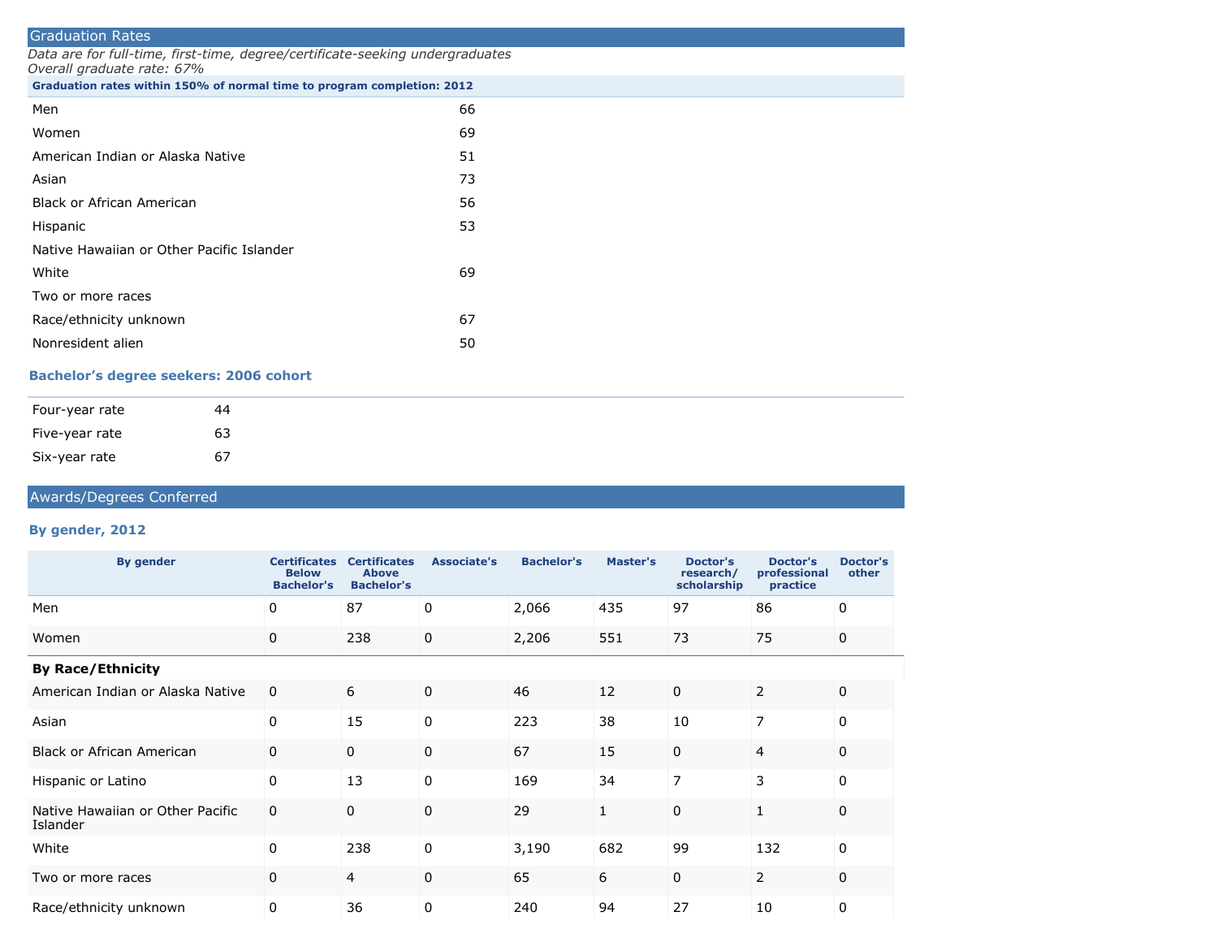## Graduation Rates

*Data are for full-time, first-time, degree/certificate-seeking undergraduates*
*Overall graduate rate: 67%*

| Graduation rates within 150% of normal time to program completion: 2012 | |
|---|---|
| Men | 66 |
| Women | 69 |
| American Indian or Alaska Native | 51 |
| Asian | 73 |
| Black or African American | 56 |
| Hispanic | 53 |
| Native Hawaiian or Other Pacific Islander | |
| White | 69 |
| Two or more races | |
| Race/ethnicity unknown | 67 |
| Nonresident alien | 50 |

### Bachelor's degree seekers: 2006 cohort

| | |
|---|---|
| Four-year rate | 44 |
| Five-year rate | 63 |
| Six-year rate | 67 |

## Awards/Degrees Conferred

### By gender, 2012

| By gender | Certificates Below Bachelor's | Certificates Above Bachelor's | Associate's | Bachelor's | Master's | Doctor's research/ scholarship | Doctor's professional practice | Doctor's other |
|---|---|---|---|---|---|---|---|---|
| Men | 0 | 87 | 0 | 2,066 | 435 | 97 | 86 | 0 |
| Women | 0 | 238 | 0 | 2,206 | 551 | 73 | 75 | 0 |
| **By Race/Ethnicity** | | | | | | | | |
| American Indian or Alaska Native | 0 | 6 | 0 | 46 | 12 | 0 | 2 | 0 |
| Asian | 0 | 15 | 0 | 223 | 38 | 10 | 7 | 0 |
| Black or African American | 0 | 0 | 0 | 67 | 15 | 0 | 4 | 0 |
| Hispanic or Latino | 0 | 13 | 0 | 169 | 34 | 7 | 3 | 0 |
| Native Hawaiian or Other Pacific Islander | 0 | 0 | 0 | 29 | 1 | 0 | 1 | 0 |
| White | 0 | 238 | 0 | 3,190 | 682 | 99 | 132 | 0 |
| Two or more races | 0 | 4 | 0 | 65 | 6 | 0 | 2 | 0 |
| Race/ethnicity unknown | 0 | 36 | 0 | 240 | 94 | 27 | 10 | 0 |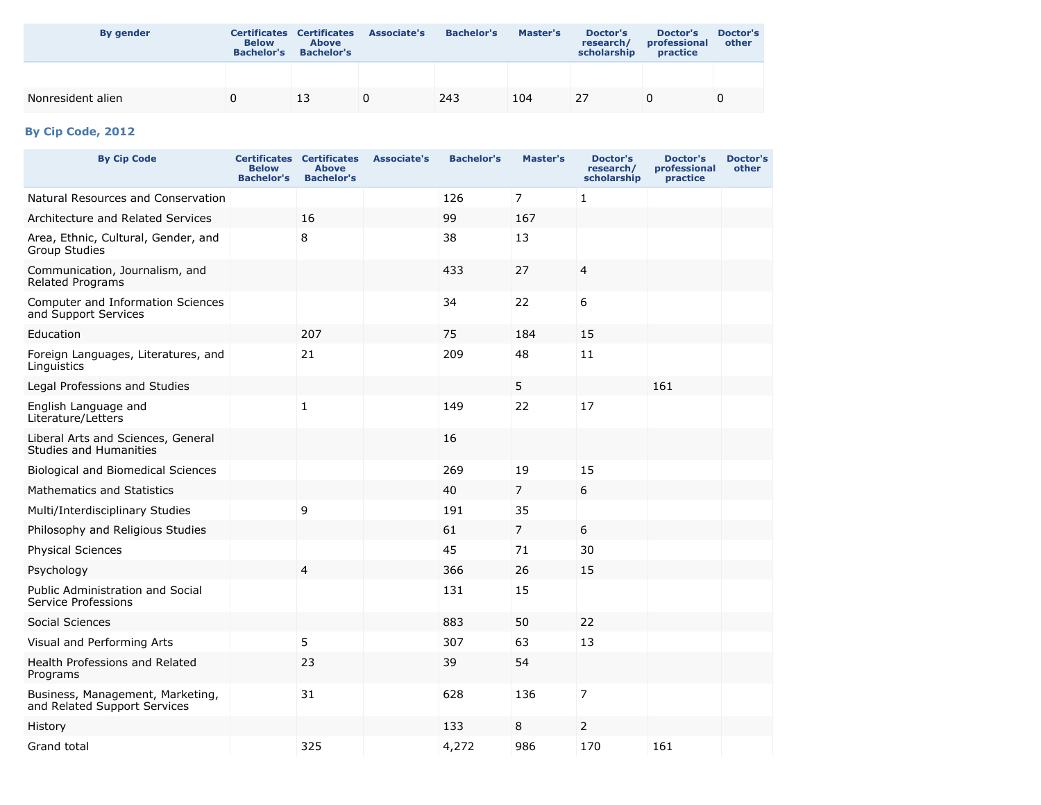| By gender | Certificates Below Bachelor's | Certificates Above Bachelor's | Associate's | Bachelor's | Master's | Doctor's research/ scholarship | Doctor's professional practice | Doctor's other |
|---|---|---|---|---|---|---|---|---|
| | | | | | | | | |
| Nonresident alien | 0 | 13 | 0 | 243 | 104 | 27 | 0 | 0 |

### By Cip Code, 2012

| By Cip Code | Certificates Below Bachelor's | Certificates Above Bachelor's | Associate's | Bachelor's | Master's | Doctor's research/ scholarship | Doctor's professional practice | Doctor's other |
|---|---|---|---|---|---|---|---|---|
| Natural Resources and Conservation | | | | 126 | 7 | 1 | | |
| Architecture and Related Services | | 16 | | 99 | 167 | | | |
| Area, Ethnic, Cultural, Gender, and Group Studies | | 8 | | 38 | 13 | | | |
| Communication, Journalism, and Related Programs | | | | 433 | 27 | 4 | | |
| Computer and Information Sciences and Support Services | | | | 34 | 22 | 6 | | |
| Education | | 207 | | 75 | 184 | 15 | | |
| Foreign Languages, Literatures, and Linguistics | | 21 | | 209 | 48 | 11 | | |
| Legal Professions and Studies | | | | | 5 | | 161 | |
| English Language and Literature/Letters | | 1 | | 149 | 22 | 17 | | |
| Liberal Arts and Sciences, General Studies and Humanities | | | | 16 | | | | |
| Biological and Biomedical Sciences | | | | 269 | 19 | 15 | | |
| Mathematics and Statistics | | | | 40 | 7 | 6 | | |
| Multi/Interdisciplinary Studies | | 9 | | 191 | 35 | | | |
| Philosophy and Religious Studies | | | | 61 | 7 | 6 | | |
| Physical Sciences | | | | 45 | 71 | 30 | | |
| Psychology | | 4 | | 366 | 26 | 15 | | |
| Public Administration and Social Service Professions | | | | 131 | 15 | | | |
| Social Sciences | | | | 883 | 50 | 22 | | |
| Visual and Performing Arts | | 5 | | 307 | 63 | 13 | | |
| Health Professions and Related Programs | | 23 | | 39 | 54 | | | |
| Business, Management, Marketing, and Related Support Services | | 31 | | 628 | 136 | 7 | | |
| History | | | | 133 | 8 | 2 | | |
| Grand total | | 325 | | 4,272 | 986 | 170 | 161 | |